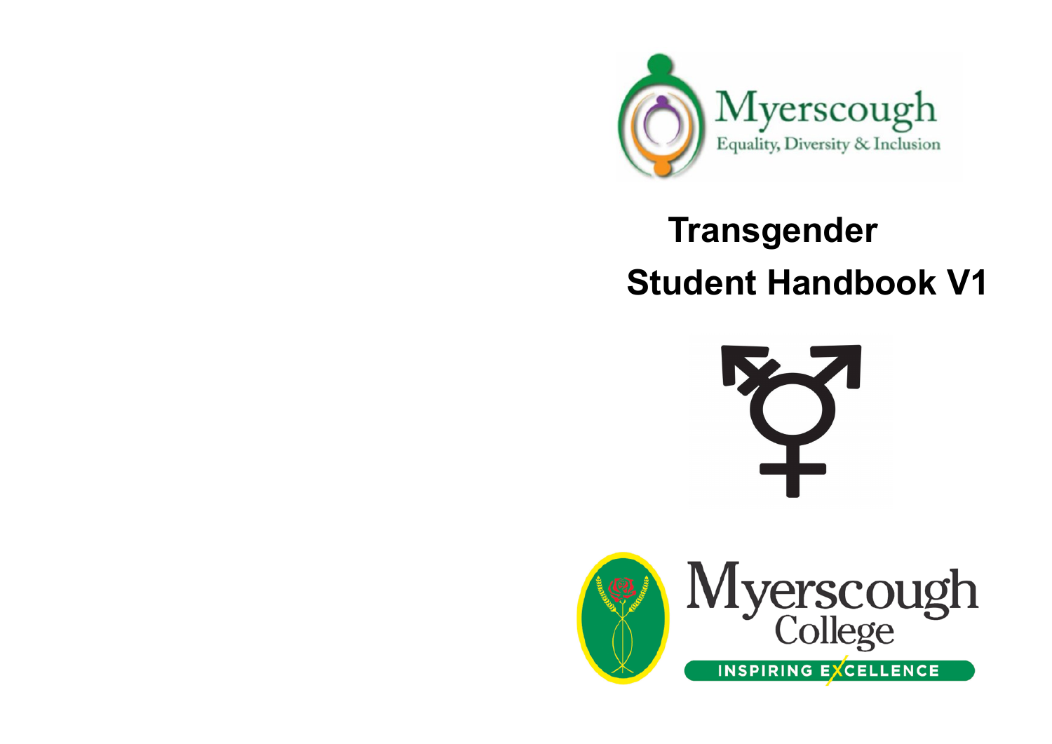Myerscough
Equality, Diversity & Inclusion

# Transgender Student Handbook V1

Myerscough College

INSPIRING EXCELLENCE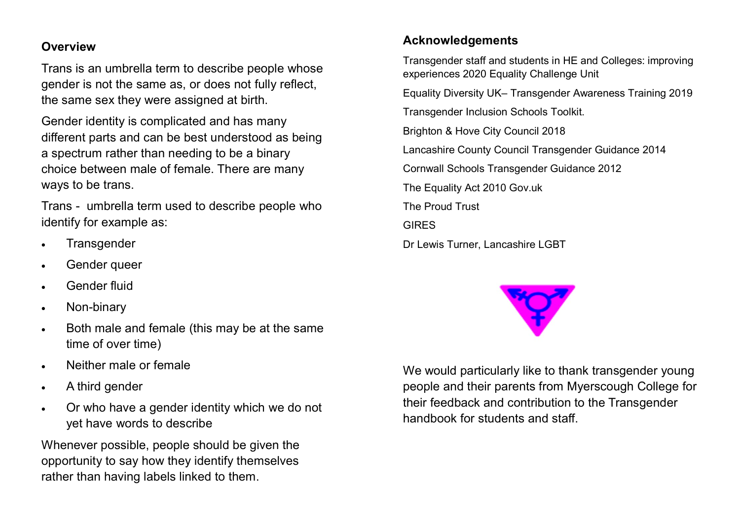## Overview

Trans is an umbrella term to describe people whose gender is not the same as, or does not fully reflect, the same sex they were assigned at birth.

Gender identity is complicated and has many different parts and can be best understood as being a spectrum rather than needing to be a binary choice between male of female. There are many ways to be trans.

Trans - umbrella term used to describe people who identify for example as:

- Transgender
- Gender queer
- Gender fluid
- Non-binary
- Both male and female (this may be at the same time of over time)
- Neither male or female
- A third gender
- Or who have a gender identity which we do not yet have words to describe

Whenever possible, people should be given the opportunity to say how they identify themselves rather than having labels linked to them.

## Acknowledgements

Transgender staff and students in HE and Colleges: improving experiences 2020 Equality Challenge Unit

Equality Diversity UK– Transgender Awareness Training 2019

Transgender Inclusion Schools Toolkit.

Brighton & Hove City Council 2018

Lancashire County Council Transgender Guidance 2014

Cornwall Schools Transgender Guidance 2012

The Equality Act 2010 Gov.uk

The Proud Trust

GIRES

Dr Lewis Turner, Lancashire LGBT

We would particularly like to thank transgender young people and their parents from Myerscough College for their feedback and contribution to the Transgender handbook for students and staff.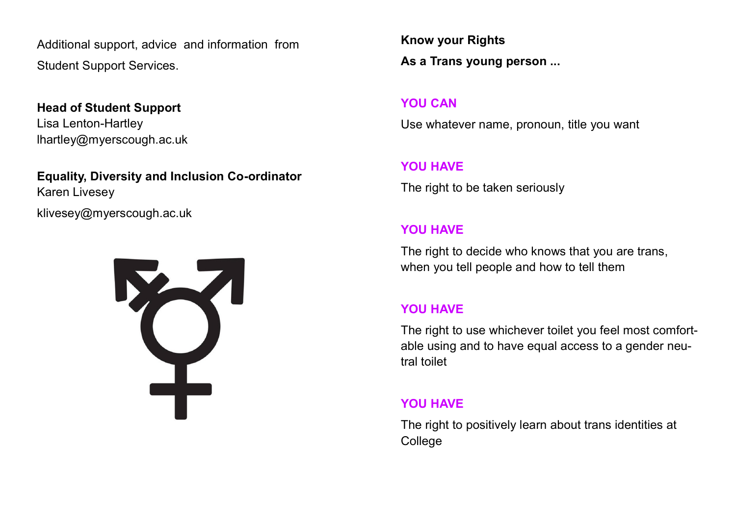Additional support, advice and information from Student Support Services.

**Head of Student Support**
Lisa Lenton-Hartley
lhartley@myerscough.ac.uk

**Equality, Diversity and Inclusion Co-ordinator**
Karen Livesey
klivesey@myerscough.ac.uk

**Know your Rights**

**As a Trans young person ...**

**YOU CAN**

Use whatever name, pronoun, title you want

**YOU HAVE**

The right to be taken seriously

**YOU HAVE**

The right to decide who knows that you are trans, when you tell people and how to tell them

**YOU HAVE**

The right to use whichever toilet you feel most comfortable using and to have equal access to a gender neutral toilet

**YOU HAVE**

The right to positively learn about trans identities at College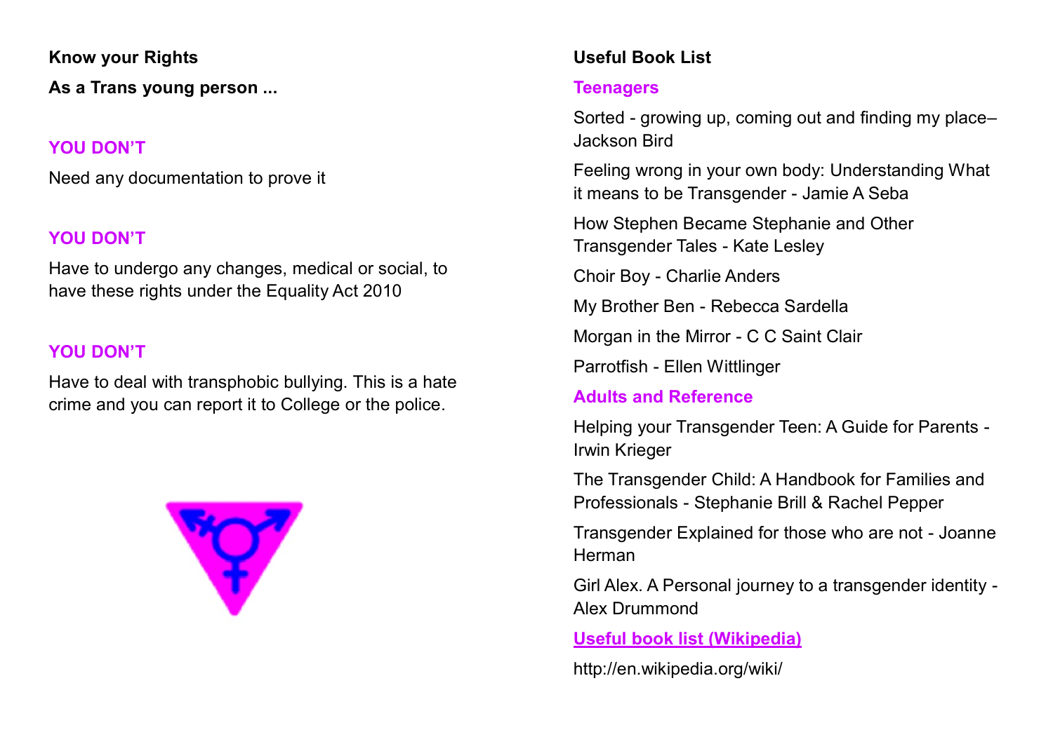**Know your Rights**

**As a Trans young person ...**

### YOU DON'T

Need any documentation to prove it

### YOU DON'T

Have to undergo any changes, medical or social, to have these rights under the Equality Act 2010

### YOU DON'T

Have to deal with transphobic bullying. This is a hate crime and you can report it to College or the police.

**Useful Book List**

### Teenagers

Sorted - growing up, coming out and finding my place– Jackson Bird

Feeling wrong in your own body: Understanding What it means to be Transgender - Jamie A Seba

How Stephen Became Stephanie and Other Transgender Tales - Kate Lesley

Choir Boy - Charlie Anders

My Brother Ben - Rebecca Sardella

Morgan in the Mirror - C C Saint Clair

Parrotfish - Ellen Wittlinger

### Adults and Reference

Helping your Transgender Teen: A Guide for Parents - Irwin Krieger

The Transgender Child: A Handbook for Families and Professionals - Stephanie Brill & Rachel Pepper

Transgender Explained for those who are not - Joanne Herman

Girl Alex. A Personal journey to a transgender identity - Alex Drummond

**Useful book list (Wikipedia)**

http://en.wikipedia.org/wiki/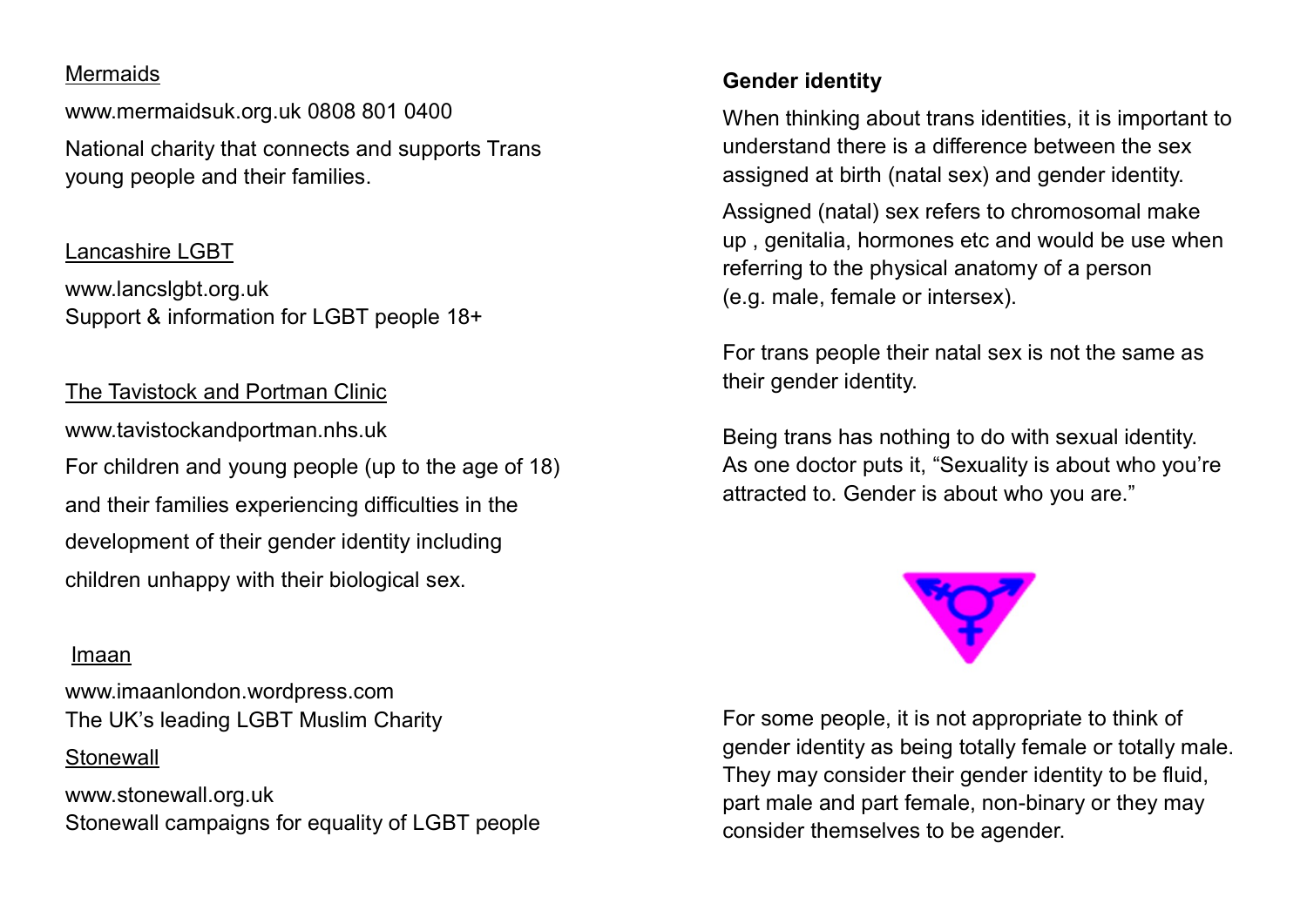Mermaids

www.mermaidsuk.org.uk 0808 801 0400

National charity that connects and supports Trans young people and their families.

Lancashire LGBT

www.lancslgbt.org.uk
Support & information for LGBT people 18+

The Tavistock and Portman Clinic

www.tavistockandportman.nhs.uk

For children and young people (up to the age of 18) and their families experiencing difficulties in the development of their gender identity including children unhappy with their biological sex.

Imaan

www.imaanlondon.wordpress.com
The UK's leading LGBT Muslim Charity

Stonewall

www.stonewall.org.uk
Stonewall campaigns for equality of LGBT people

**Gender identity**

When thinking about trans identities, it is important to understand there is a difference between the sex assigned at birth (natal sex) and gender identity.

Assigned (natal) sex refers to chromosomal make up , genitalia, hormones etc and would be use when referring to the physical anatomy of a person (e.g. male, female or intersex).

For trans people their natal sex is not the same as their gender identity.

Being trans has nothing to do with sexual identity. As one doctor puts it, "Sexuality is about who you're attracted to. Gender is about who you are."

For some people, it is not appropriate to think of gender identity as being totally female or totally male. They may consider their gender identity to be fluid, part male and part female, non-binary or they may consider themselves to be agender.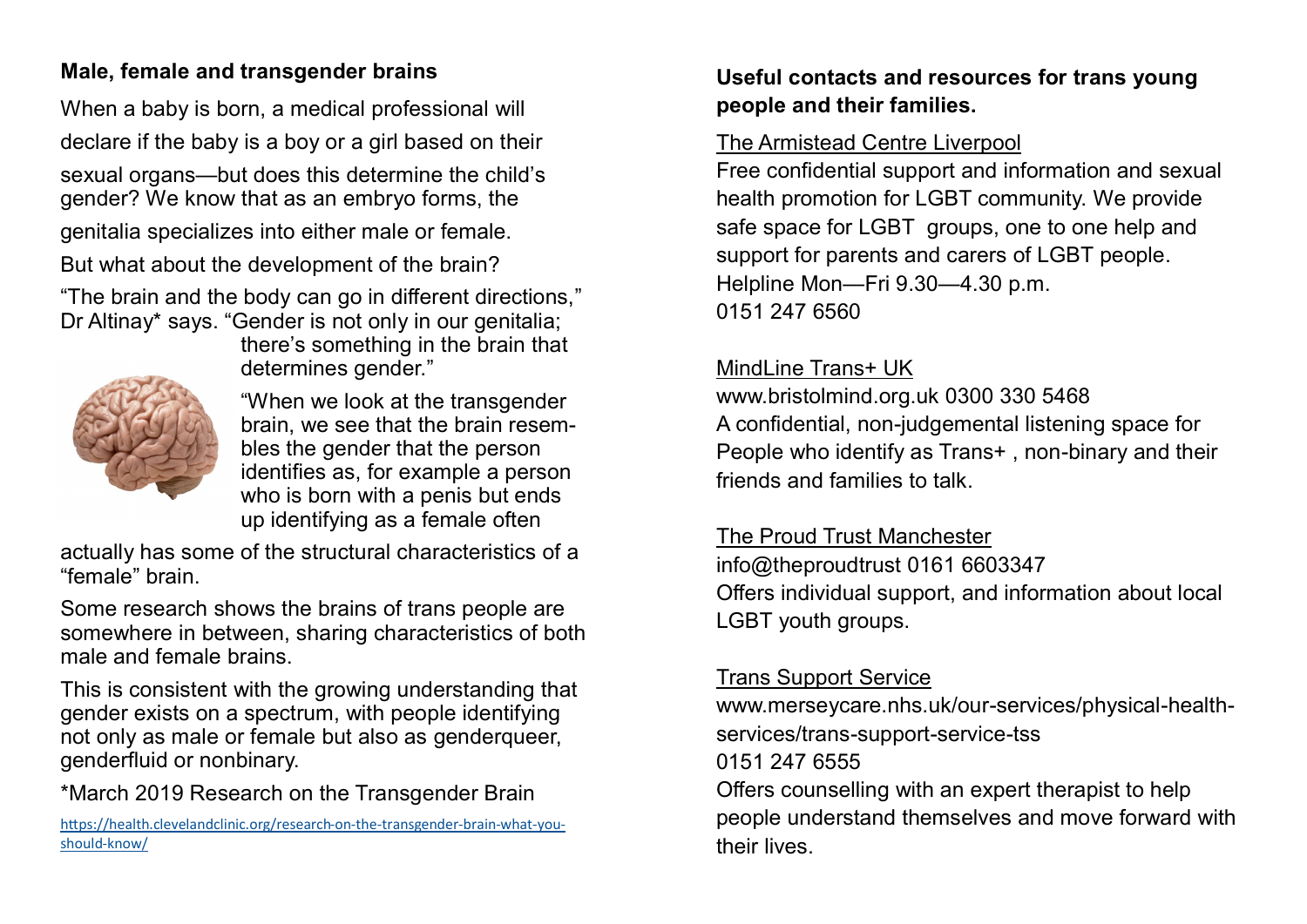## Male, female and transgender brains

When a baby is born, a medical professional will declare if the baby is a boy or a girl based on their sexual organs—but does this determine the child's gender? We know that as an embryo forms, the genitalia specializes into either male or female. But what about the development of the brain?

"The brain and the body can go in different directions," Dr Altinay* says. "Gender is not only in our genitalia; there's something in the brain that determines gender."

"When we look at the transgender brain, we see that the brain resembles the gender that the person identifies as, for example a person who is born with a penis but ends up identifying as a female often actually has some of the structural characteristics of a "female" brain.

Some research shows the brains of trans people are somewhere in between, sharing characteristics of both male and female brains.

This is consistent with the growing understanding that gender exists on a spectrum, with people identifying not only as male or female but also as genderqueer, genderfluid or nonbinary.

*March 2019 Research on the Transgender Brain

https://health.clevelandclinic.org/research-on-the-transgender-brain-what-you-should-know/

## Useful contacts and resources for trans young people and their families.

The Armistead Centre Liverpool
Free confidential support and information and sexual health promotion for LGBT community. We provide safe space for LGBT groups, one to one help and support for parents and carers of LGBT people.
Helpline Mon—Fri 9.30—4.30 p.m.
0151 247 6560

MindLine Trans+ UK
www.bristolmind.org.uk 0300 330 5468
A confidential, non-judgemental listening space for People who identify as Trans+ , non-binary and their friends and families to talk.

The Proud Trust Manchester
info@theproudtrust 0161 6603347
Offers individual support, and information about local LGBT youth groups.

Trans Support Service
www.merseycare.nhs.uk/our-services/physical-health-services/trans-support-service-tss
0151 247 6555
Offers counselling with an expert therapist to help people understand themselves and move forward with their lives.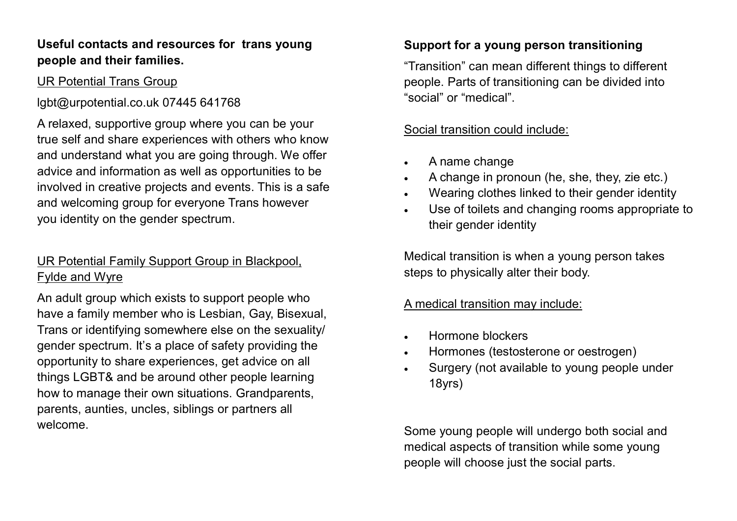**Useful contacts and resources for trans young people and their families.**

UR Potential Trans Group

lgbt@urpotential.co.uk 07445 641768

A relaxed, supportive group where you can be your true self and share experiences with others who know and understand what you are going through. We offer advice and information as well as opportunities to be involved in creative projects and events. This is a safe and welcoming group for everyone Trans however you identity on the gender spectrum.

UR Potential Family Support Group in Blackpool, Fylde and Wyre

An adult group which exists to support people who have a family member who is Lesbian, Gay, Bisexual, Trans or identifying somewhere else on the sexuality/ gender spectrum. It's a place of safety providing the opportunity to share experiences, get advice on all things LGBT& and be around other people learning how to manage their own situations. Grandparents, parents, aunties, uncles, siblings or partners all welcome.

**Support for a young person transitioning**

"Transition" can mean different things to different people. Parts of transitioning can be divided into "social" or "medical".

Social transition could include:

- A name change
- A change in pronoun (he, she, they, zie etc.)
- Wearing clothes linked to their gender identity
- Use of toilets and changing rooms appropriate to their gender identity

Medical transition is when a young person takes steps to physically alter their body.

A medical transition may include:

- Hormone blockers
- Hormones (testosterone or oestrogen)
- Surgery (not available to young people under 18yrs)

Some young people will undergo both social and medical aspects of transition while some young people will choose just the social parts.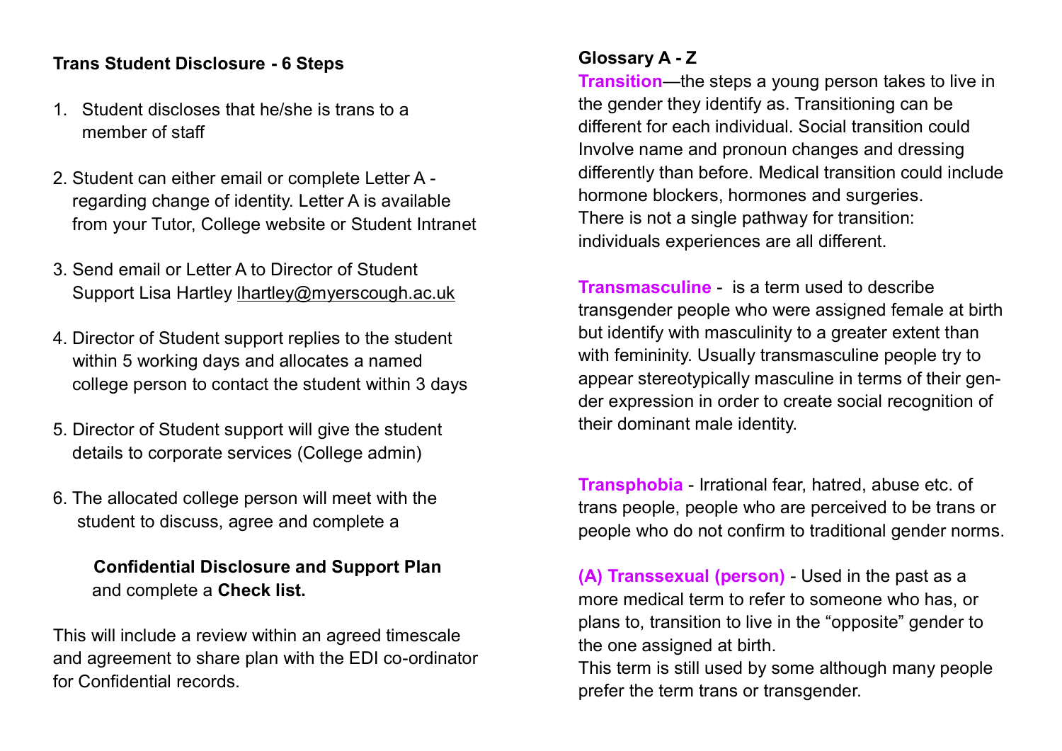**Trans Student Disclosure - 6 Steps**

1. Student discloses that he/she is trans to a member of staff
2. Student can either email or complete Letter A - regarding change of identity. Letter A is available from your Tutor, College website or Student Intranet
3. Send email or Letter A to Director of Student Support Lisa Hartley lhartley@myerscough.ac.uk
4. Director of Student support replies to the student within 5 working days and allocates a named college person to contact the student within 3 days
5. Director of Student support will give the student details to corporate services (College admin)
6. The allocated college person will meet with the student to discuss, agree and complete a

   **Confidential Disclosure and Support Plan** and complete a **Check list.**

This will include a review within an agreed timescale and agreement to share plan with the EDI co-ordinator for Confidential records.

**Glossary A - Z**

**Transition**—the steps a young person takes to live in the gender they identify as. Transitioning can be different for each individual. Social transition could Involve name and pronoun changes and dressing differently than before. Medical transition could include hormone blockers, hormones and surgeries. There is not a single pathway for transition: individuals experiences are all different.

**Transmasculine** - is a term used to describe transgender people who were assigned female at birth but identify with masculinity to a greater extent than with femininity. Usually transmasculine people try to appear stereotypically masculine in terms of their gender expression in order to create social recognition of their dominant male identity.

**Transphobia** - Irrational fear, hatred, abuse etc. of trans people, people who are perceived to be trans or people who do not confirm to traditional gender norms.

**(A) Transsexual (person)** - Used in the past as a more medical term to refer to someone who has, or plans to, transition to live in the "opposite" gender to the one assigned at birth. This term is still used by some although many people prefer the term trans or transgender.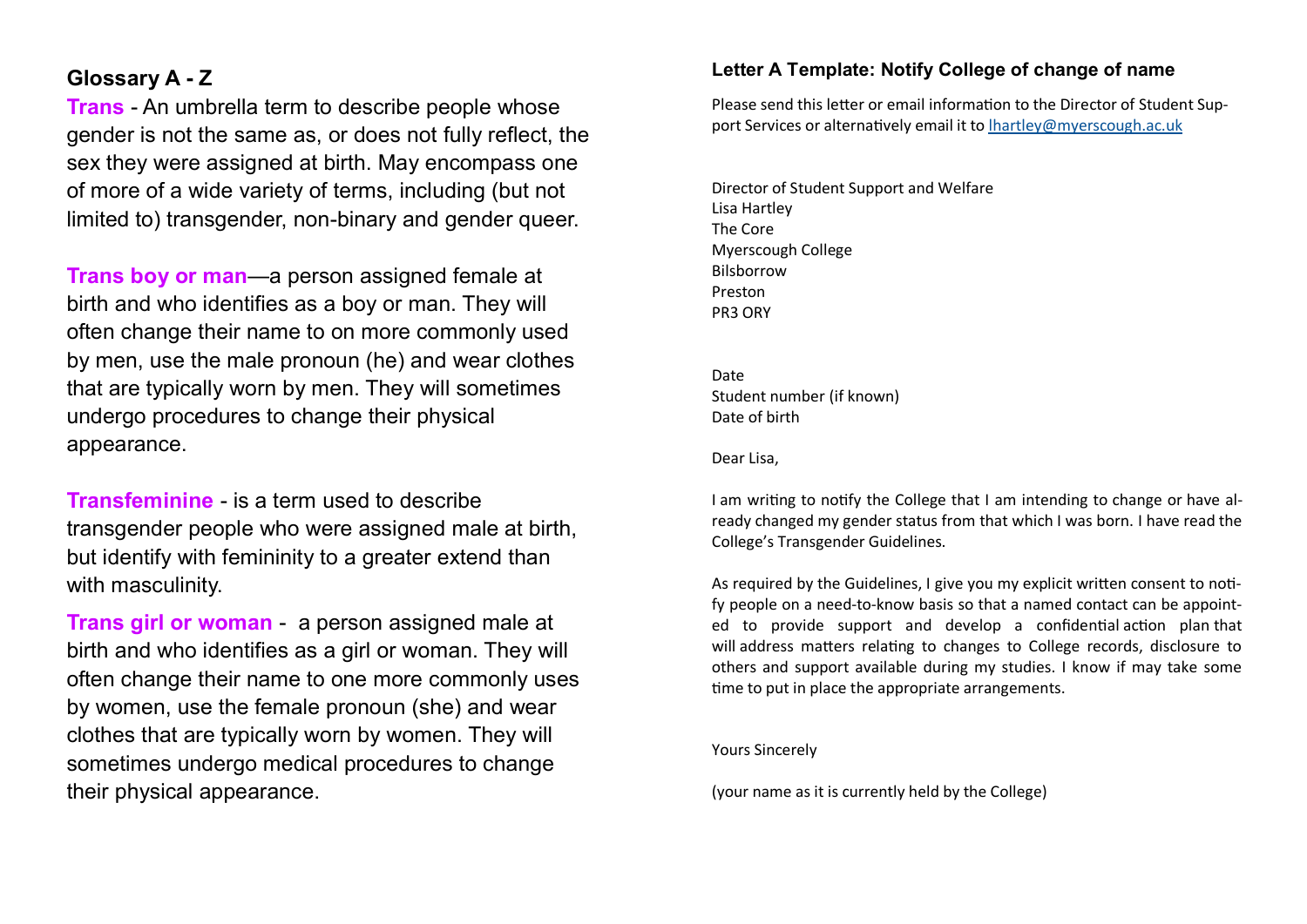## Glossary A - Z

**Trans** - An umbrella term to describe people whose gender is not the same as, or does not fully reflect, the sex they were assigned at birth. May encompass one of more of a wide variety of terms, including (but not limited to) transgender, non-binary and gender queer.

**Trans boy or man**—a person assigned female at birth and who identifies as a boy or man. They will often change their name to on more commonly used by men, use the male pronoun (he) and wear clothes that are typically worn by men. They will sometimes undergo procedures to change their physical appearance.

**Transfeminine** - is a term used to describe transgender people who were assigned male at birth, but identify with femininity to a greater extend than with masculinity.

**Trans girl or woman** - a person assigned male at birth and who identifies as a girl or woman. They will often change their name to one more commonly uses by women, use the female pronoun (she) and wear clothes that are typically worn by women. They will sometimes undergo medical procedures to change their physical appearance.

## Letter A Template: Notify College of change of name

Please send this letter or email information to the Director of Student Support Services or alternatively email it to lhartley@myerscough.ac.uk

Director of Student Support and Welfare
Lisa Hartley
The Core
Myerscough College
Bilsborrow
Preston
PR3 ORY

Date
Student number (if known)
Date of birth

Dear Lisa,

I am writing to notify the College that I am intending to change or have already changed my gender status from that which I was born. I have read the College's Transgender Guidelines.

As required by the Guidelines, I give you my explicit written consent to notify people on a need-to-know basis so that a named contact can be appointed to provide support and develop a confidential action plan that will address matters relating to changes to College records, disclosure to others and support available during my studies. I know if may take some time to put in place the appropriate arrangements.

Yours Sincerely

(your name as it is currently held by the College)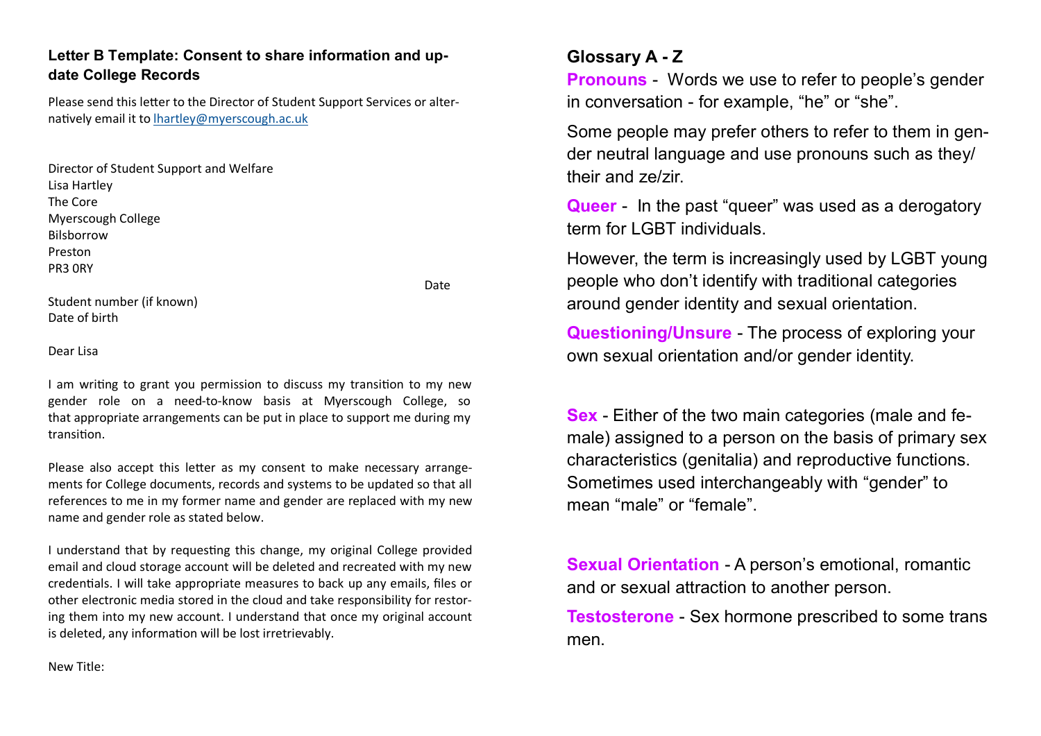### Letter B Template: Consent to share information and update College Records

Please send this letter to the Director of Student Support Services or alternatively email it to lhartley@myerscough.ac.uk

Director of Student Support and Welfare
Lisa Hartley
The Core
Myerscough College
Bilsborrow
Preston
PR3 0RY

Date

Student number (if known)
Date of birth

Dear Lisa

I am writing to grant you permission to discuss my transition to my new gender role on a need-to-know basis at Myerscough College, so that appropriate arrangements can be put in place to support me during my transition.

Please also accept this letter as my consent to make necessary arrangements for College documents, records and systems to be updated so that all references to me in my former name and gender are replaced with my new name and gender role as stated below.

I understand that by requesting this change, my original College provided email and cloud storage account will be deleted and recreated with my new credentials. I will take appropriate measures to back up any emails, files or other electronic media stored in the cloud and take responsibility for restoring them into my new account. I understand that once my original account is deleted, any information will be lost irretrievably.

New Title:

### Glossary A - Z

**Pronouns** - Words we use to refer to people's gender in conversation - for example, "he" or "she".

Some people may prefer others to refer to them in gender neutral language and use pronouns such as they/their and ze/zir.

**Queer** - In the past "queer" was used as a derogatory term for LGBT individuals.

However, the term is increasingly used by LGBT young people who don't identify with traditional categories around gender identity and sexual orientation.

**Questioning/Unsure** - The process of exploring your own sexual orientation and/or gender identity.

**Sex** - Either of the two main categories (male and female) assigned to a person on the basis of primary sex characteristics (genitalia) and reproductive functions. Sometimes used interchangeably with "gender" to mean "male" or "female".

**Sexual Orientation** - A person's emotional, romantic and or sexual attraction to another person.

**Testosterone** - Sex hormone prescribed to some trans men.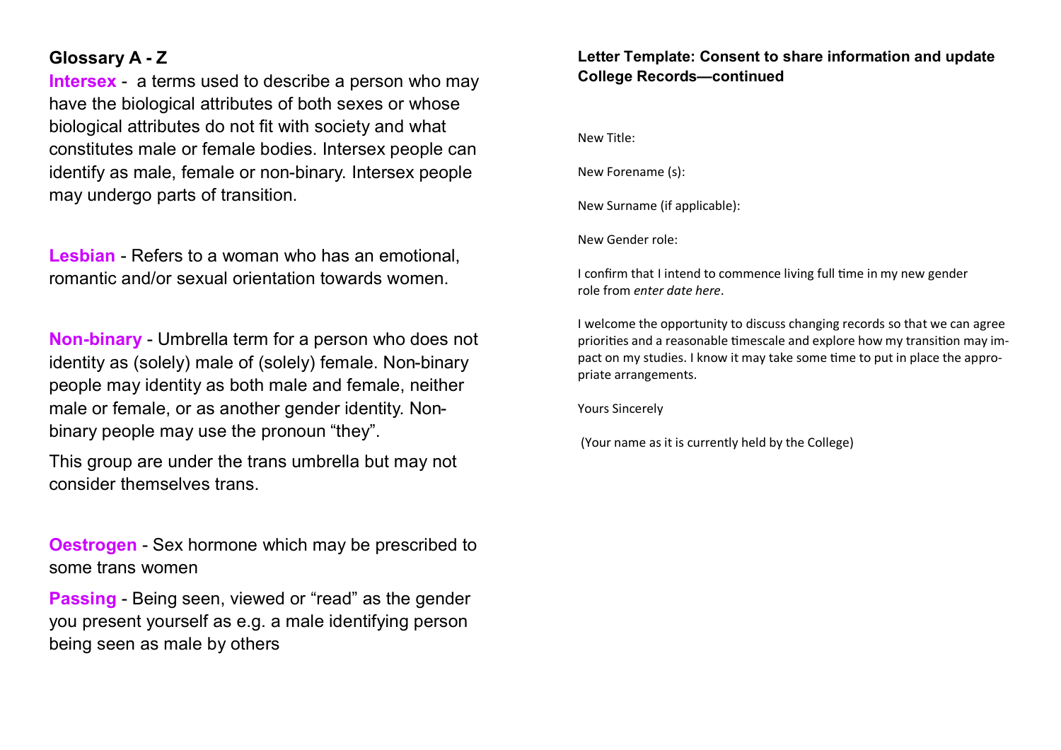## Glossary A - Z

**Intersex** - a terms used to describe a person who may have the biological attributes of both sexes or whose biological attributes do not fit with society and what constitutes male or female bodies. Intersex people can identify as male, female or non-binary. Intersex people may undergo parts of transition.

**Lesbian** - Refers to a woman who has an emotional, romantic and/or sexual orientation towards women.

**Non-binary** - Umbrella term for a person who does not identity as (solely) male of (solely) female. Non-binary people may identity as both male and female, neither male or female, or as another gender identity. Non-binary people may use the pronoun "they".

This group are under the trans umbrella but may not consider themselves trans.

**Oestrogen** - Sex hormone which may be prescribed to some trans women

**Passing** - Being seen, viewed or "read" as the gender you present yourself as e.g. a male identifying person being seen as male by others

## Letter Template: Consent to share information and update College Records—continued

New Title:

New Forename (s):

New Surname (if applicable):

New Gender role:

I confirm that I intend to commence living full time in my new gender role from *enter date here*.

I welcome the opportunity to discuss changing records so that we can agree priorities and a reasonable timescale and explore how my transition may impact on my studies. I know it may take some time to put in place the appropriate arrangements.

Yours Sincerely

(Your name as it is currently held by the College)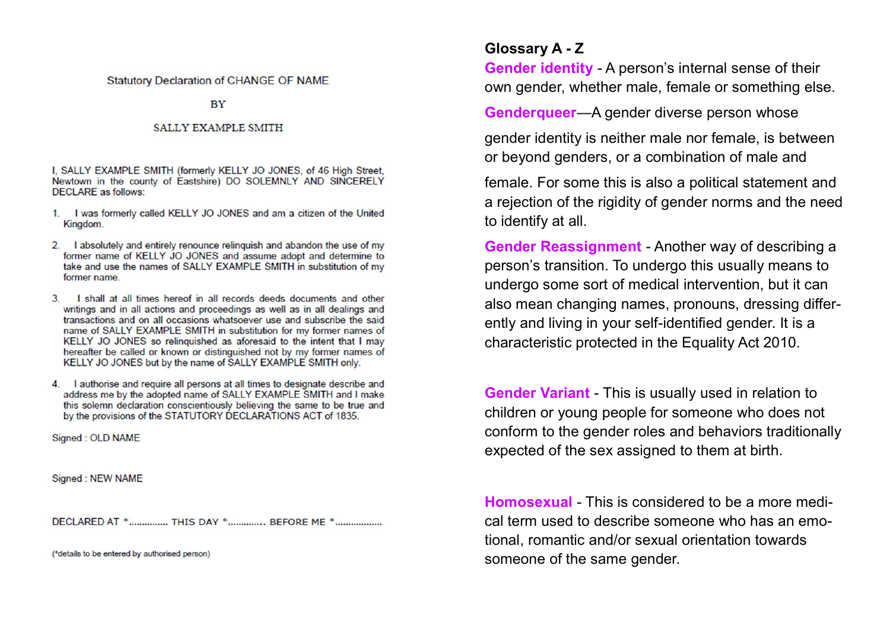Statutory Declaration of CHANGE OF NAME

BY

SALLY EXAMPLE SMITH

I, SALLY EXAMPLE SMITH (formerly KELLY JO JONES, of 46 High Street, Newtown in the county of Eastshire) DO SOLEMNLY AND SINCERELY DECLARE as follows:

1. I was formerly called KELLY JO JONES and am a citizen of the United Kingdom.

2. I absolutely and entirely renounce relinquish and abandon the use of my former name of KELLY JO JONES and assume adopt and determine to take and use the names of SALLY EXAMPLE SMITH in substitution of my former name.

3. I shall at all times hereof in all records deeds documents and other writings and in all actions and proceedings as well as in all dealings and transactions and on all occasions whatsoever use and subscribe the said name of SALLY EXAMPLE SMITH in substitution for my former names of KELLY JO JONES so relinquished as aforesaid to the intent that I may hereafter be called or known or distinguished not by my former names of KELLY JO JONES but by the name of SALLY EXAMPLE SMITH only.

4. I authorise and require all persons at all times to designate describe and address me by the adopted name of SALLY EXAMPLE SMITH and I make this solemn declaration conscientiously believing the same to be true and by the provisions of the STATUTORY DECLARATIONS ACT of 1835.

Signed : OLD NAME

Signed : NEW NAME

DECLARED AT *.............. THIS DAY *............. BEFORE ME *.................

(*details to be entered by authorised person)

## Glossary A - Z

**Gender identity** - A person's internal sense of their own gender, whether male, female or something else.

**Genderqueer**—A gender diverse person whose gender identity is neither male nor female, is between or beyond genders, or a combination of male and female. For some this is also a political statement and a rejection of the rigidity of gender norms and the need to identify at all.

**Gender Reassignment** - Another way of describing a person's transition. To undergo this usually means to undergo some sort of medical intervention, but it can also mean changing names, pronouns, dressing differently and living in your self-identified gender. It is a characteristic protected in the Equality Act 2010.

**Gender Variant** - This is usually used in relation to children or young people for someone who does not conform to the gender roles and behaviors traditionally expected of the sex assigned to them at birth.

**Homosexual** - This is considered to be a more medical term used to describe someone who has an emotional, romantic and/or sexual orientation towards someone of the same gender.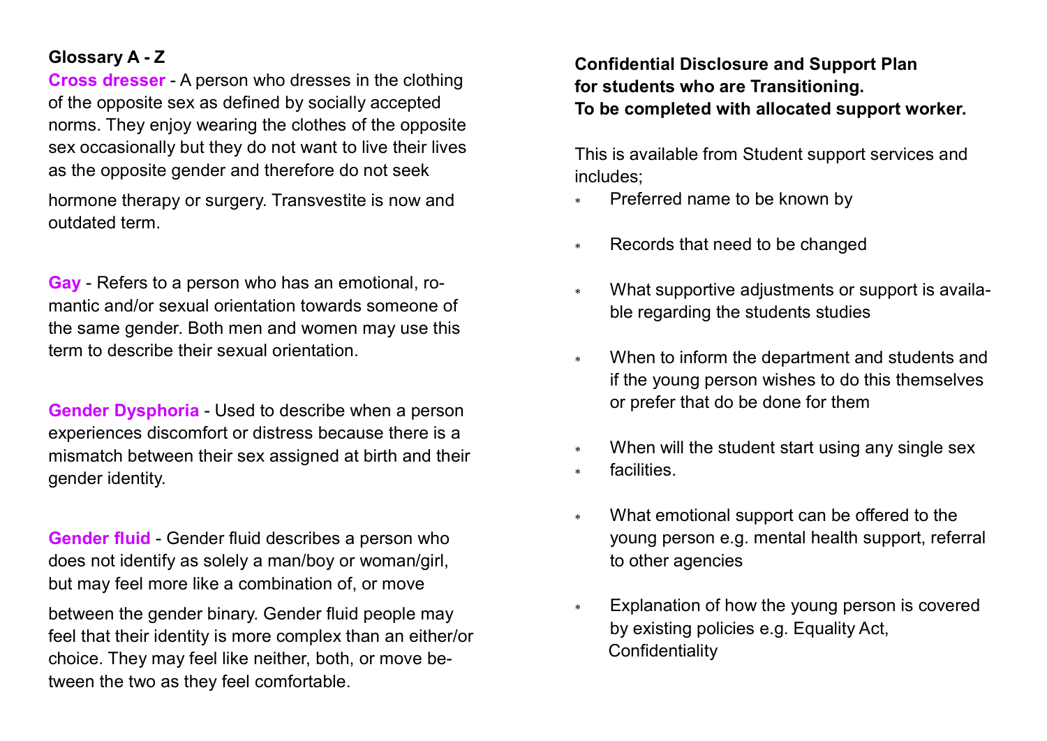**Glossary A - Z**

**Cross dresser** - A person who dresses in the clothing of the opposite sex as defined by socially accepted norms. They enjoy wearing the clothes of the opposite sex occasionally but they do not want to live their lives as the opposite gender and therefore do not seek hormone therapy or surgery. Transvestite is now and outdated term.

**Gay** - Refers to a person who has an emotional, romantic and/or sexual orientation towards someone of the same gender. Both men and women may use this term to describe their sexual orientation.

**Gender Dysphoria** - Used to describe when a person experiences discomfort or distress because there is a mismatch between their sex assigned at birth and their gender identity.

**Gender fluid** - Gender fluid describes a person who does not identify as solely a man/boy or woman/girl, but may feel more like a combination of, or move between the gender binary. Gender fluid people may feel that their identity is more complex than an either/or choice. They may feel like neither, both, or move between the two as they feel comfortable.

**Confidential Disclosure and Support Plan for students who are Transitioning. To be completed with allocated support worker.**

This is available from Student support services and includes;

- Preferred name to be known by
- Records that need to be changed
- What supportive adjustments or support is available regarding the students studies
- When to inform the department and students and if the young person wishes to do this themselves or prefer that do be done for them
- When will the student start using any single sex facilities.
- What emotional support can be offered to the young person e.g. mental health support, referral to other agencies
- Explanation of how the young person is covered by existing policies e.g. Equality Act, Confidentiality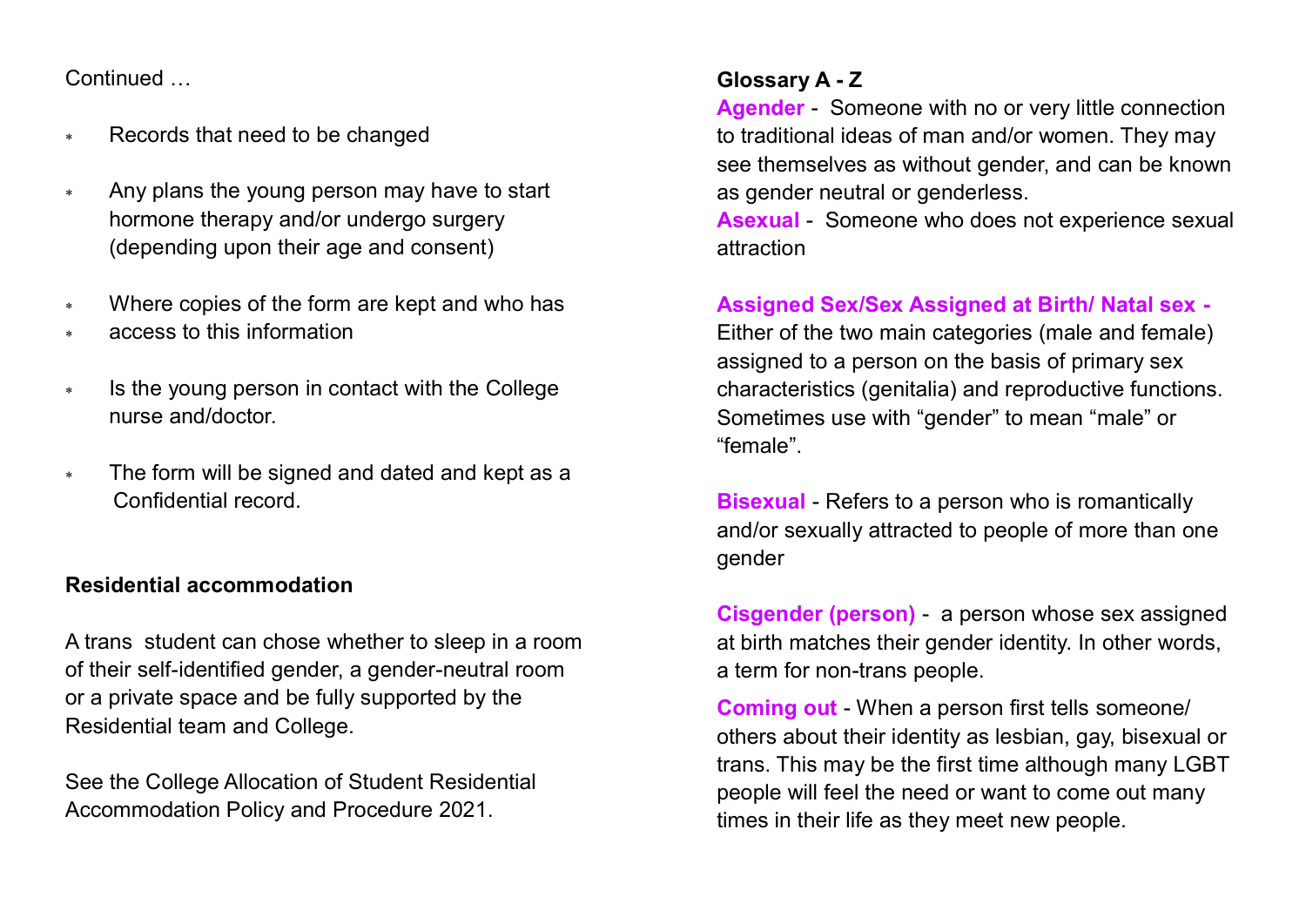Continued …

- Records that need to be changed
- Any plans the young person may have to start hormone therapy and/or undergo surgery (depending upon their age and consent)
- Where copies of the form are kept and who has
- access to this information
- Is the young person in contact with the College nurse and/doctor.
- The form will be signed and dated and kept as a Confidential record.

**Residential accommodation**

A trans student can chose whether to sleep in a room of their self-identified gender, a gender-neutral room or a private space and be fully supported by the Residential team and College.

See the College Allocation of Student Residential Accommodation Policy and Procedure 2021.

**Glossary A - Z**

**Agender** - Someone with no or very little connection to traditional ideas of man and/or women. They may see themselves as without gender, and can be known as gender neutral or genderless.

**Asexual** - Someone who does not experience sexual attraction

**Assigned Sex/Sex Assigned at Birth/ Natal sex -** Either of the two main categories (male and female) assigned to a person on the basis of primary sex characteristics (genitalia) and reproductive functions. Sometimes use with "gender" to mean "male" or "female".

**Bisexual** - Refers to a person who is romantically and/or sexually attracted to people of more than one gender

**Cisgender (person)** - a person whose sex assigned at birth matches their gender identity. In other words, a term for non-trans people.

**Coming out** - When a person first tells someone/ others about their identity as lesbian, gay, bisexual or trans. This may be the first time although many LGBT people will feel the need or want to come out many times in their life as they meet new people.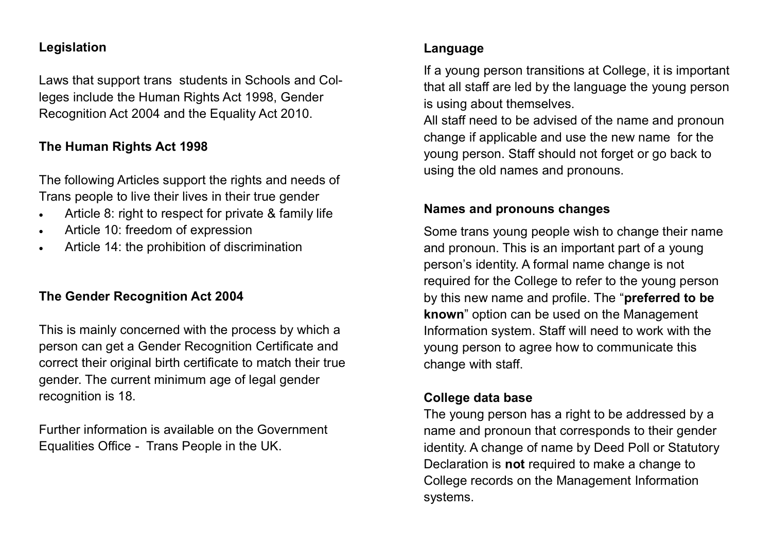## Legislation

Laws that support trans  students in Schools and Colleges include the Human Rights Act 1998, Gender Recognition Act 2004 and the Equality Act 2010.

### The Human Rights Act 1998

The following Articles support the rights and needs of Trans people to live their lives in their true gender

- Article 8: right to respect for private & family life
- Article 10: freedom of expression
- Article 14: the prohibition of discrimination

### The Gender Recognition Act 2004

This is mainly concerned with the process by which a person can get a Gender Recognition Certificate and correct their original birth certificate to match their true gender. The current minimum age of legal gender recognition is 18.

Further information is available on the Government Equalities Office -  Trans People in the UK.

## Language

If a young person transitions at College, it is important that all staff are led by the language the young person is using about themselves.

All staff need to be advised of the name and pronoun change if applicable and use the new name  for the young person. Staff should not forget or go back to using the old names and pronouns.

### Names and pronouns changes

Some trans young people wish to change their name and pronoun. This is an important part of a young person's identity. A formal name change is not required for the College to refer to the young person by this new name and profile. The "**preferred to be known**" option can be used on the Management Information system. Staff will need to work with the young person to agree how to communicate this change with staff.

### College data base

The young person has a right to be addressed by a name and pronoun that corresponds to their gender identity. A change of name by Deed Poll or Statutory Declaration is **not** required to make a change to College records on the Management Information systems.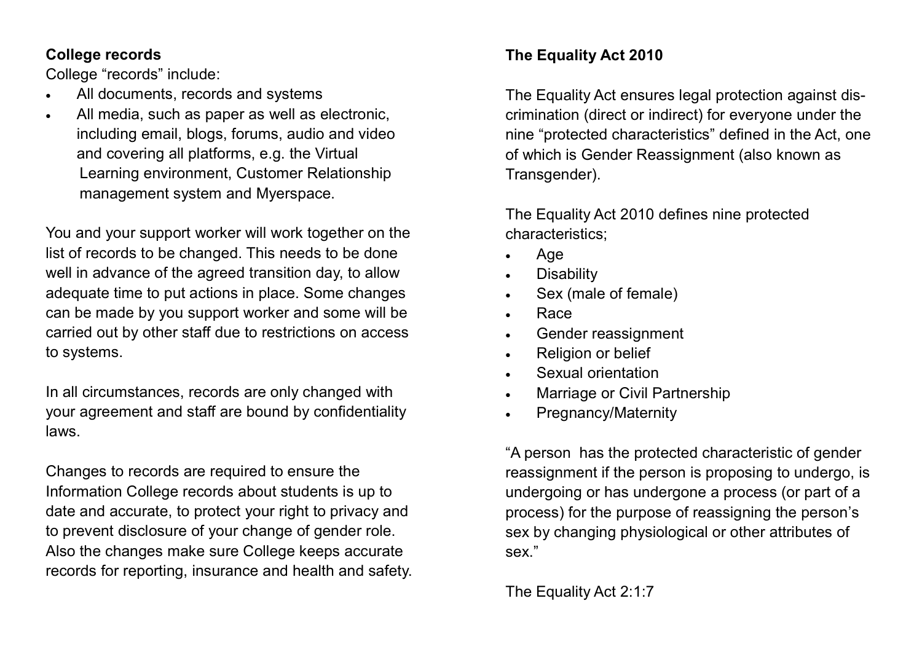**College records**

College "records" include:

- All documents, records and systems
- All media, such as paper as well as electronic, including email, blogs, forums, audio and video and covering all platforms, e.g. the Virtual Learning environment, Customer Relationship management system and Myerspace.

You and your support worker will work together on the list of records to be changed. This needs to be done well in advance of the agreed transition day, to allow adequate time to put actions in place. Some changes can be made by you support worker and some will be carried out by other staff due to restrictions on access to systems.

In all circumstances, records are only changed with your agreement and staff are bound by confidentiality laws.

Changes to records are required to ensure the Information College records about students is up to date and accurate, to protect your right to privacy and to prevent disclosure of your change of gender role. Also the changes make sure College keeps accurate records for reporting, insurance and health and safety.

**The Equality Act 2010**

The Equality Act ensures legal protection against discrimination (direct or indirect) for everyone under the nine "protected characteristics" defined in the Act, one of which is Gender Reassignment (also known as Transgender).

The Equality Act 2010 defines nine protected characteristics;

- Age
- Disability
- Sex (male of female)
- Race
- Gender reassignment
- Religion or belief
- Sexual orientation
- Marriage or Civil Partnership
- Pregnancy/Maternity

"A person has the protected characteristic of gender reassignment if the person is proposing to undergo, is undergoing or has undergone a process (or part of a process) for the purpose of reassigning the person's sex by changing physiological or other attributes of sex."

The Equality Act 2:1:7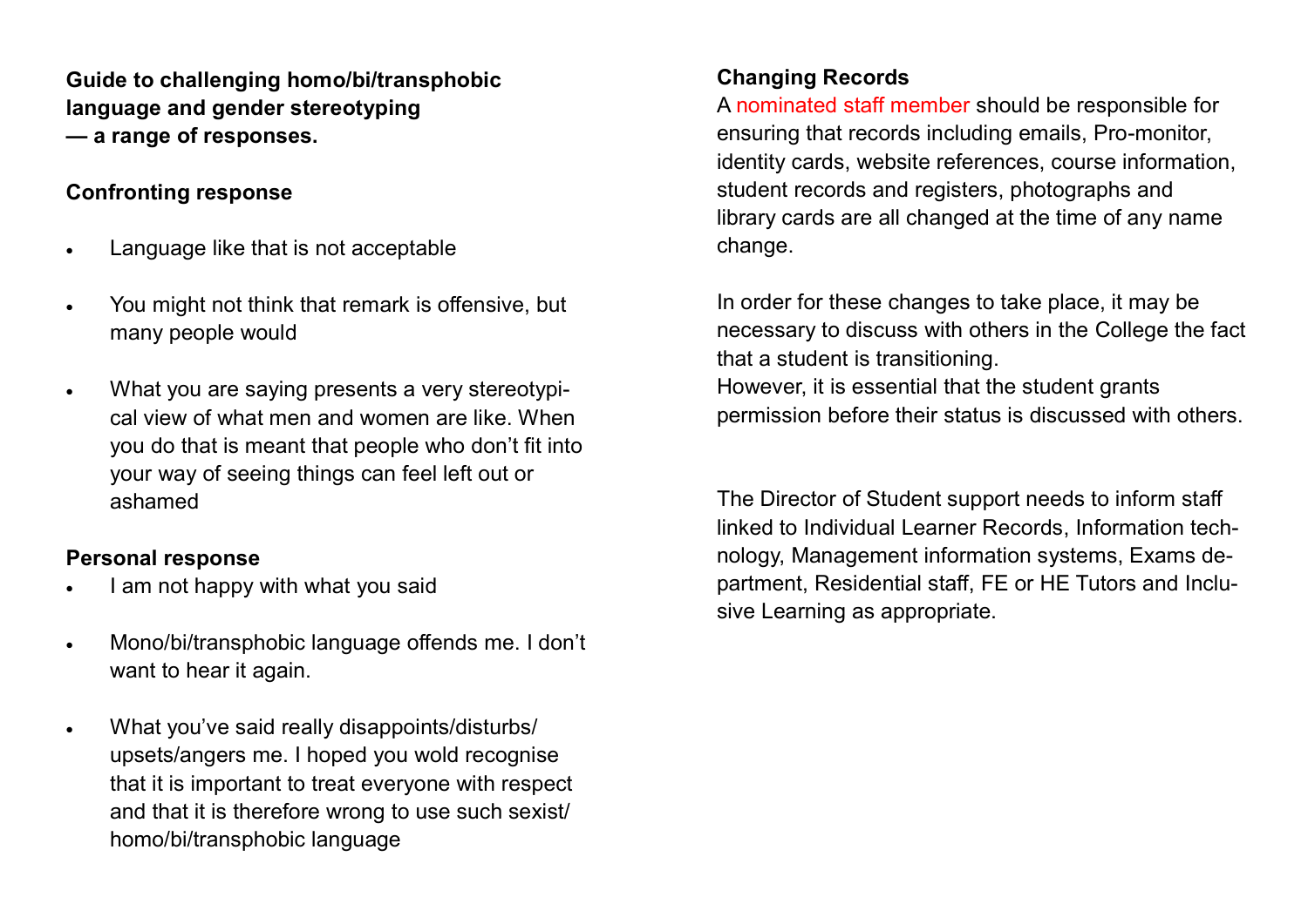**Guide to challenging homo/bi/transphobic language and gender stereotyping — a range of responses.**

**Confronting response**

- Language like that is not acceptable
- You might not think that remark is offensive, but many people would
- What you are saying presents a very stereotypical view of what men and women are like. When you do that is meant that people who don't fit into your way of seeing things can feel left out or ashamed

**Personal response**

- I am not happy with what you said
- Mono/bi/transphobic language offends me. I don't want to hear it again.
- What you've said really disappoints/disturbs/upsets/angers me. I hoped you wold recognise that it is important to treat everyone with respect and that it is therefore wrong to use such sexist/homo/bi/transphobic language

**Changing Records**

A nominated staff member should be responsible for ensuring that records including emails, Pro-monitor, identity cards, website references, course information, student records and registers, photographs and library cards are all changed at the time of any name change.

In order for these changes to take place, it may be necessary to discuss with others in the College the fact that a student is transitioning.
However, it is essential that the student grants permission before their status is discussed with others.

The Director of Student support needs to inform staff linked to Individual Learner Records, Information technology, Management information systems, Exams department, Residential staff, FE or HE Tutors and Inclusive Learning as appropriate.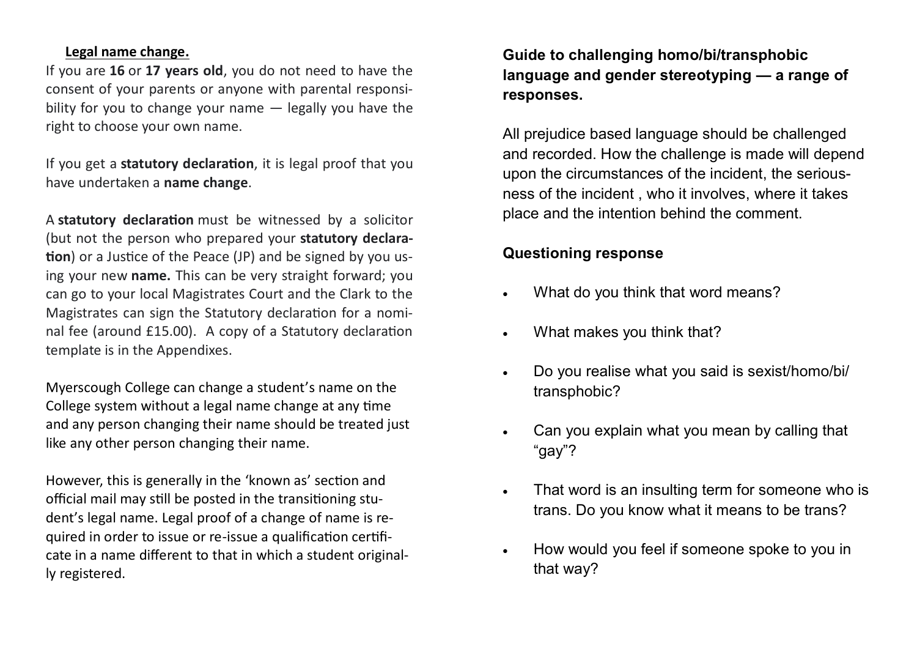## Legal name change.

If you are **16** or **17 years old**, you do not need to have the consent of your parents or anyone with parental responsibility for you to change your name — legally you have the right to choose your own name.

If you get a **statutory declaration**, it is legal proof that you have undertaken a **name change**.

A **statutory declaration** must be witnessed by a solicitor (but not the person who prepared your **statutory declaration**) or a Justice of the Peace (JP) and be signed by you using your new **name.** This can be very straight forward; you can go to your local Magistrates Court and the Clark to the Magistrates can sign the Statutory declaration for a nominal fee (around £15.00). A copy of a Statutory declaration template is in the Appendixes.

Myerscough College can change a student's name on the College system without a legal name change at any time and any person changing their name should be treated just like any other person changing their name.

However, this is generally in the 'known as' section and official mail may still be posted in the transitioning student's legal name. Legal proof of a change of name is required in order to issue or re-issue a qualification certificate in a name different to that in which a student originally registered.

## Guide to challenging homo/bi/transphobic language and gender stereotyping — a range of responses.

All prejudice based language should be challenged and recorded. How the challenge is made will depend upon the circumstances of the incident, the seriousness of the incident , who it involves, where it takes place and the intention behind the comment.

### Questioning response

- What do you think that word means?
- What makes you think that?
- Do you realise what you said is sexist/homo/bi/transphobic?
- Can you explain what you mean by calling that "gay"?
- That word is an insulting term for someone who is trans. Do you know what it means to be trans?
- How would you feel if someone spoke to you in that way?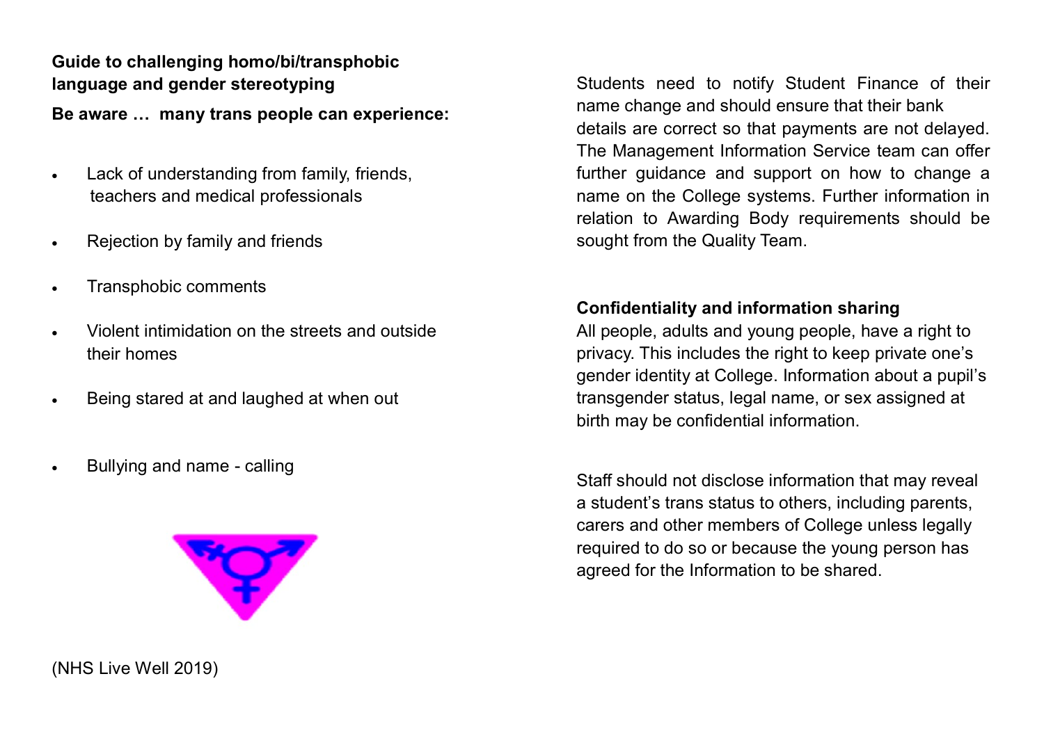**Guide to challenging homo/bi/transphobic language and gender stereotyping**

**Be aware … many trans people can experience:**

- Lack of understanding from family, friends, teachers and medical professionals
- Rejection by family and friends
- Transphobic comments
- Violent intimidation on the streets and outside their homes
- Being stared at and laughed at when out
- Bullying and name - calling

(NHS Live Well 2019)

Students need to notify Student Finance of their name change and should ensure that their bank details are correct so that payments are not delayed. The Management Information Service team can offer further guidance and support on how to change a name on the College systems. Further information in relation to Awarding Body requirements should be sought from the Quality Team.

**Confidentiality and information sharing**

All people, adults and young people, have a right to privacy. This includes the right to keep private one's gender identity at College. Information about a pupil's transgender status, legal name, or sex assigned at birth may be confidential information.

Staff should not disclose information that may reveal a student's trans status to others, including parents, carers and other members of College unless legally required to do so or because the young person has agreed for the Information to be shared.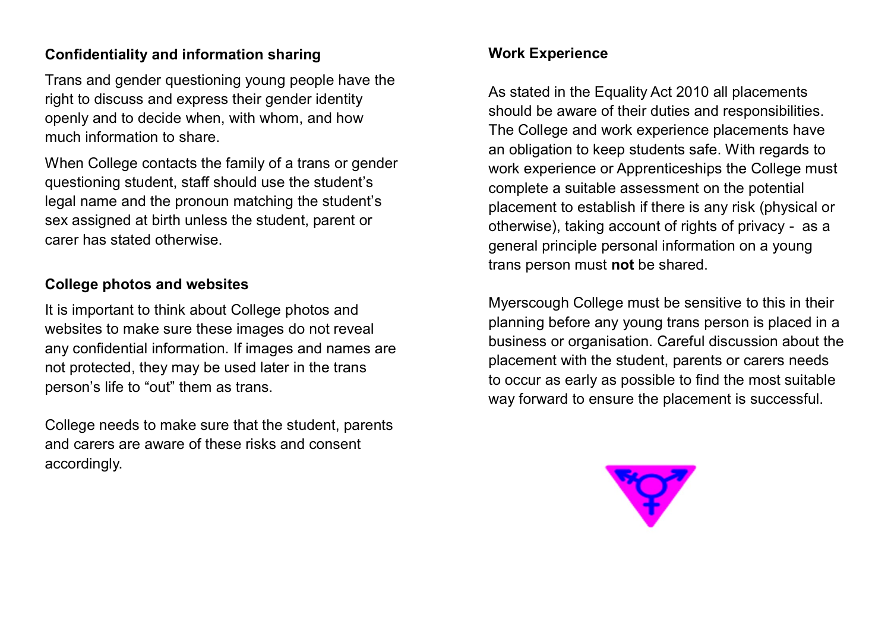## Confidentiality and information sharing

Trans and gender questioning young people have the right to discuss and express their gender identity openly and to decide when, with whom, and how much information to share.

When College contacts the family of a trans or gender questioning student, staff should use the student's legal name and the pronoun matching the student's sex assigned at birth unless the student, parent or carer has stated otherwise.

## College photos and websites

It is important to think about College photos and websites to make sure these images do not reveal any confidential information. If images and names are not protected, they may be used later in the trans person's life to "out" them as trans.

College needs to make sure that the student, parents and carers are aware of these risks and consent accordingly.

## Work Experience

As stated in the Equality Act 2010 all placements should be aware of their duties and responsibilities. The College and work experience placements have an obligation to keep students safe. With regards to work experience or Apprenticeships the College must complete a suitable assessment on the potential placement to establish if there is any risk (physical or otherwise), taking account of rights of privacy - as a general principle personal information on a young trans person must **not** be shared.

Myerscough College must be sensitive to this in their planning before any young trans person is placed in a business or organisation. Careful discussion about the placement with the student, parents or carers needs to occur as early as possible to find the most suitable way forward to ensure the placement is successful.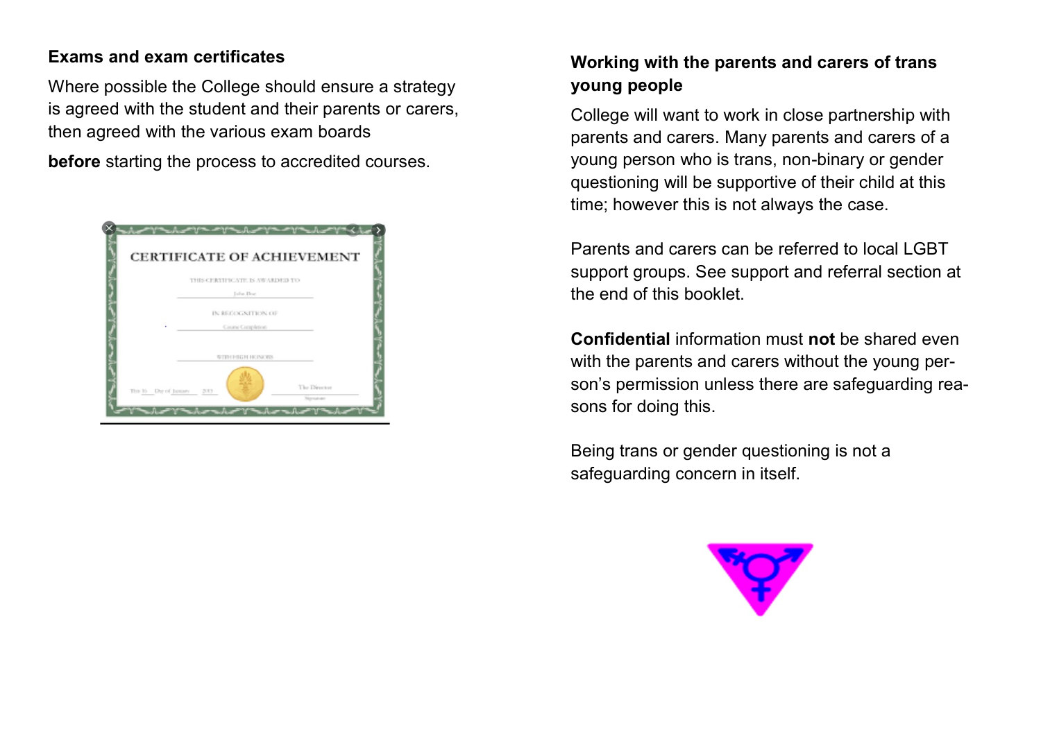### Exams and exam certificates

Where possible the College should ensure a strategy is agreed with the student and their parents or carers, then agreed with the various exam boards

**before** starting the process to accredited courses.

### Working with the parents and carers of trans young people

College will want to work in close partnership with parents and carers. Many parents and carers of a young person who is trans, non-binary or gender questioning will be supportive of their child at this time; however this is not always the case.

Parents and carers can be referred to local LGBT support groups. See support and referral section at the end of this booklet.

**Confidential** information must **not** be shared even with the parents and carers without the young person's permission unless there are safeguarding reasons for doing this.

Being trans or gender questioning is not a safeguarding concern in itself.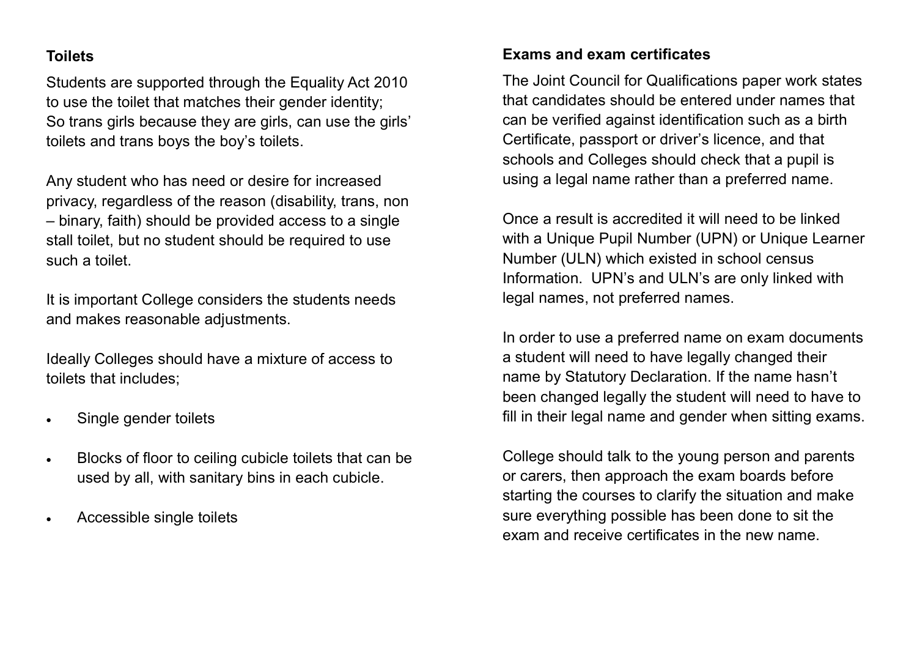**Toilets**

Students are supported through the Equality Act 2010 to use the toilet that matches their gender identity; So trans girls because they are girls, can use the girls' toilets and trans boys the boy's toilets.

Any student who has need or desire for increased privacy, regardless of the reason (disability, trans, non – binary, faith) should be provided access to a single stall toilet, but no student should be required to use such a toilet.

It is important College considers the students needs and makes reasonable adjustments.

Ideally Colleges should have a mixture of access to toilets that includes;

- Single gender toilets
- Blocks of floor to ceiling cubicle toilets that can be used by all, with sanitary bins in each cubicle.
- Accessible single toilets

**Exams and exam certificates**

The Joint Council for Qualifications paper work states that candidates should be entered under names that can be verified against identification such as a birth Certificate, passport or driver's licence, and that schools and Colleges should check that a pupil is using a legal name rather than a preferred name.

Once a result is accredited it will need to be linked with a Unique Pupil Number (UPN) or Unique Learner Number (ULN) which existed in school census Information. UPN's and ULN's are only linked with legal names, not preferred names.

In order to use a preferred name on exam documents a student will need to have legally changed their name by Statutory Declaration. If the name hasn't been changed legally the student will need to have to fill in their legal name and gender when sitting exams.

College should talk to the young person and parents or carers, then approach the exam boards before starting the courses to clarify the situation and make sure everything possible has been done to sit the exam and receive certificates in the new name.